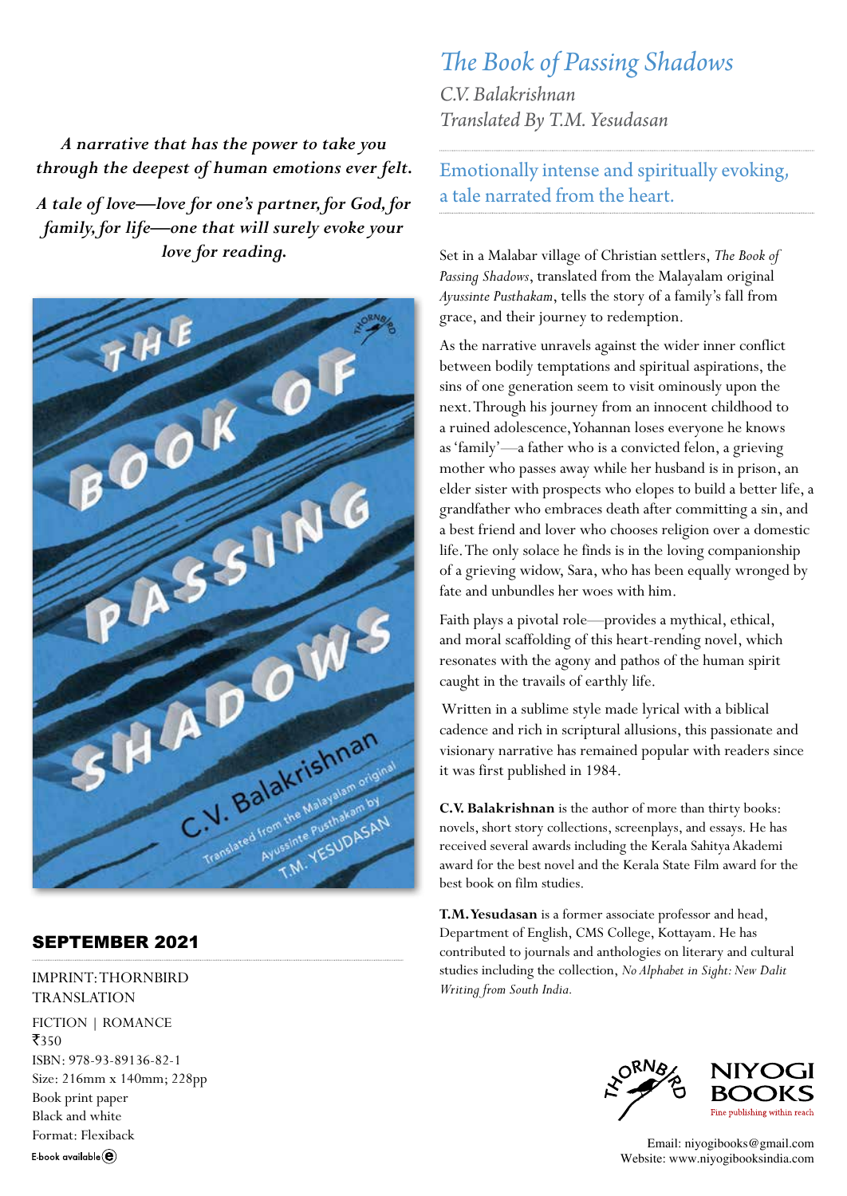# *The Book of Passing Shadows*

*C.V. Balakrishnan*
*Translated By T.M. Yesudasan*

*A narrative that has the power to take you through the deepest of human emotions ever felt.*

*A tale of love—love for one's partner, for God, for family, for life—one that will surely evoke your love for reading.*

## Emotionally intense and spiritually evoking, a tale narrated from the heart.

Set in a Malabar village of Christian settlers, *The Book of Passing Shadows*, translated from the Malayalam original *Ayussinte Pusthakam*, tells the story of a family's fall from grace, and their journey to redemption.

As the narrative unravels against the wider inner conflict between bodily temptations and spiritual aspirations, the sins of one generation seem to visit ominously upon the next. Through his journey from an innocent childhood to a ruined adolescence, Yohannan loses everyone he knows as 'family'—a father who is a convicted felon, a grieving mother who passes away while her husband is in prison, an elder sister with prospects who elopes to build a better life, a grandfather who embraces death after committing a sin, and a best friend and lover who chooses religion over a domestic life. The only solace he finds is in the loving companionship of a grieving widow, Sara, who has been equally wronged by fate and unbundles her woes with him.

Faith plays a pivotal role—provides a mythical, ethical, and moral scaffolding of this heart-rending novel, which resonates with the agony and pathos of the human spirit caught in the travails of earthly life.

Written in a sublime style made lyrical with a biblical cadence and rich in scriptural allusions, this passionate and visionary narrative has remained popular with readers since it was first published in 1984.

**C.V. Balakrishnan** is the author of more than thirty books: novels, short story collections, screenplays, and essays. He has received several awards including the Kerala Sahitya Akademi award for the best novel and the Kerala State Film award for the best book on film studies.

**T.M. Yesudasan** is a former associate professor and head, Department of English, CMS College, Kottayam. He has contributed to journals and anthologies on literary and cultural studies including the collection, *No Alphabet in Sight: New Dalit Writing from South India.*

## SEPTEMBER 2021

IMPRINT: THORNBIRD
TRANSLATION

FICTION | ROMANCE
₹350
ISBN: 978-93-89136-82-1
Size: 216mm x 140mm; 228pp
Book print paper
Black and white
Format: Flexiback
E-book available

THORNBIRD
NIYOGI BOOKS
Fine publishing within reach

Email: niyogibooks@gmail.com
Website: www.niyogibooksindia.com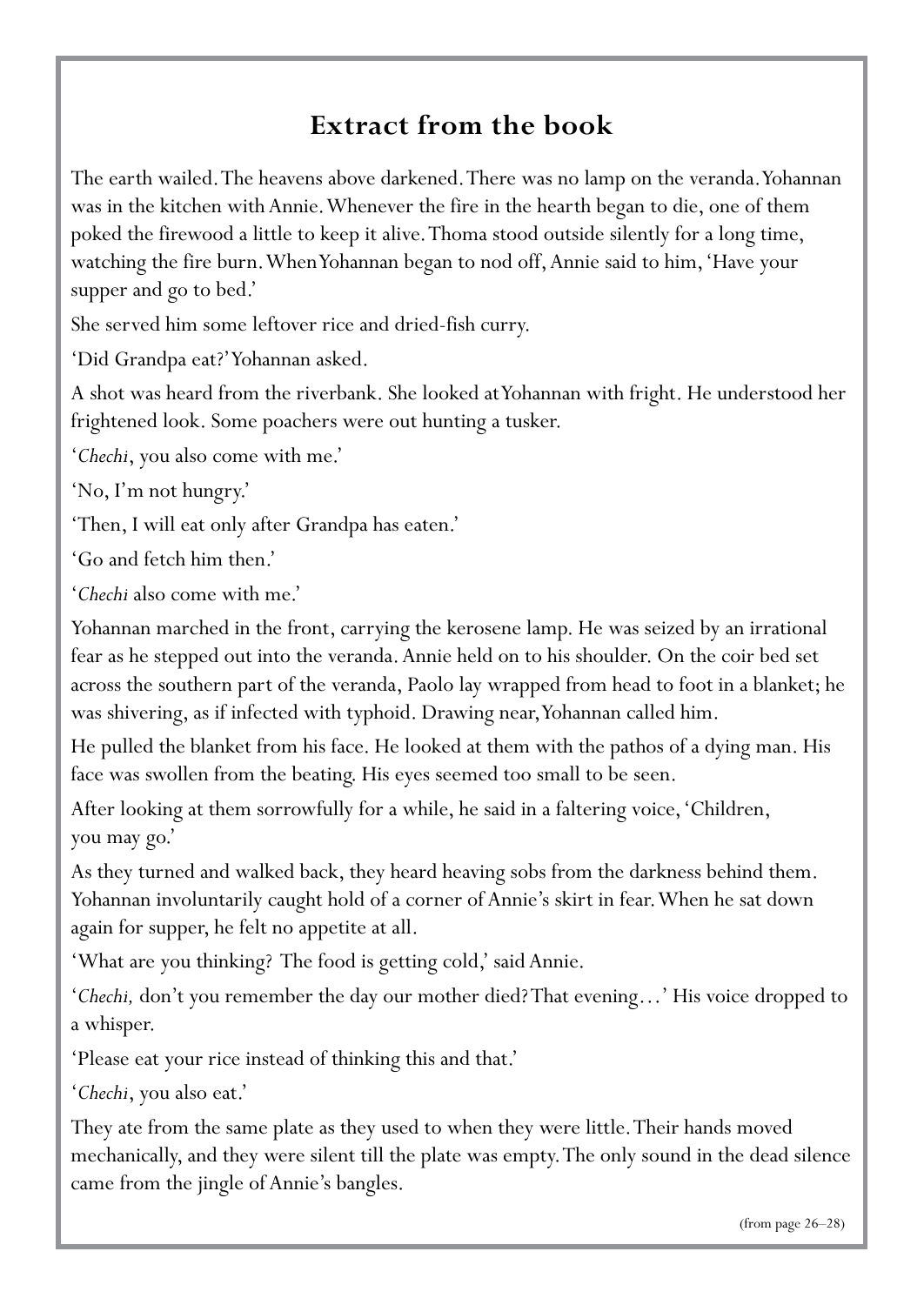## Extract from the book

The earth wailed. The heavens above darkened. There was no lamp on the veranda. Yohannan was in the kitchen with Annie. Whenever the fire in the hearth began to die, one of them poked the firewood a little to keep it alive. Thoma stood outside silently for a long time, watching the fire burn. When Yohannan began to nod off, Annie said to him, 'Have your supper and go to bed.'

She served him some leftover rice and dried-fish curry.

'Did Grandpa eat?' Yohannan asked.

A shot was heard from the riverbank. She looked at Yohannan with fright. He understood her frightened look. Some poachers were out hunting a tusker.

'*Chechi*, you also come with me.'

'No, I'm not hungry.'

'Then, I will eat only after Grandpa has eaten.'

'Go and fetch him then.'

'*Chechi* also come with me.'

Yohannan marched in the front, carrying the kerosene lamp. He was seized by an irrational fear as he stepped out into the veranda. Annie held on to his shoulder. On the coir bed set across the southern part of the veranda, Paolo lay wrapped from head to foot in a blanket; he was shivering, as if infected with typhoid. Drawing near, Yohannan called him.

He pulled the blanket from his face. He looked at them with the pathos of a dying man. His face was swollen from the beating. His eyes seemed too small to be seen.

After looking at them sorrowfully for a while, he said in a faltering voice, 'Children, you may go.'

As they turned and walked back, they heard heaving sobs from the darkness behind them. Yohannan involuntarily caught hold of a corner of Annie's skirt in fear. When he sat down again for supper, he felt no appetite at all.

'What are you thinking? The food is getting cold,' said Annie.

'*Chechi,* don't you remember the day our mother died? That evening…' His voice dropped to a whisper.

'Please eat your rice instead of thinking this and that.'

'*Chechi*, you also eat.'

They ate from the same plate as they used to when they were little. Their hands moved mechanically, and they were silent till the plate was empty. The only sound in the dead silence came from the jingle of Annie's bangles.

(from page 26–28)